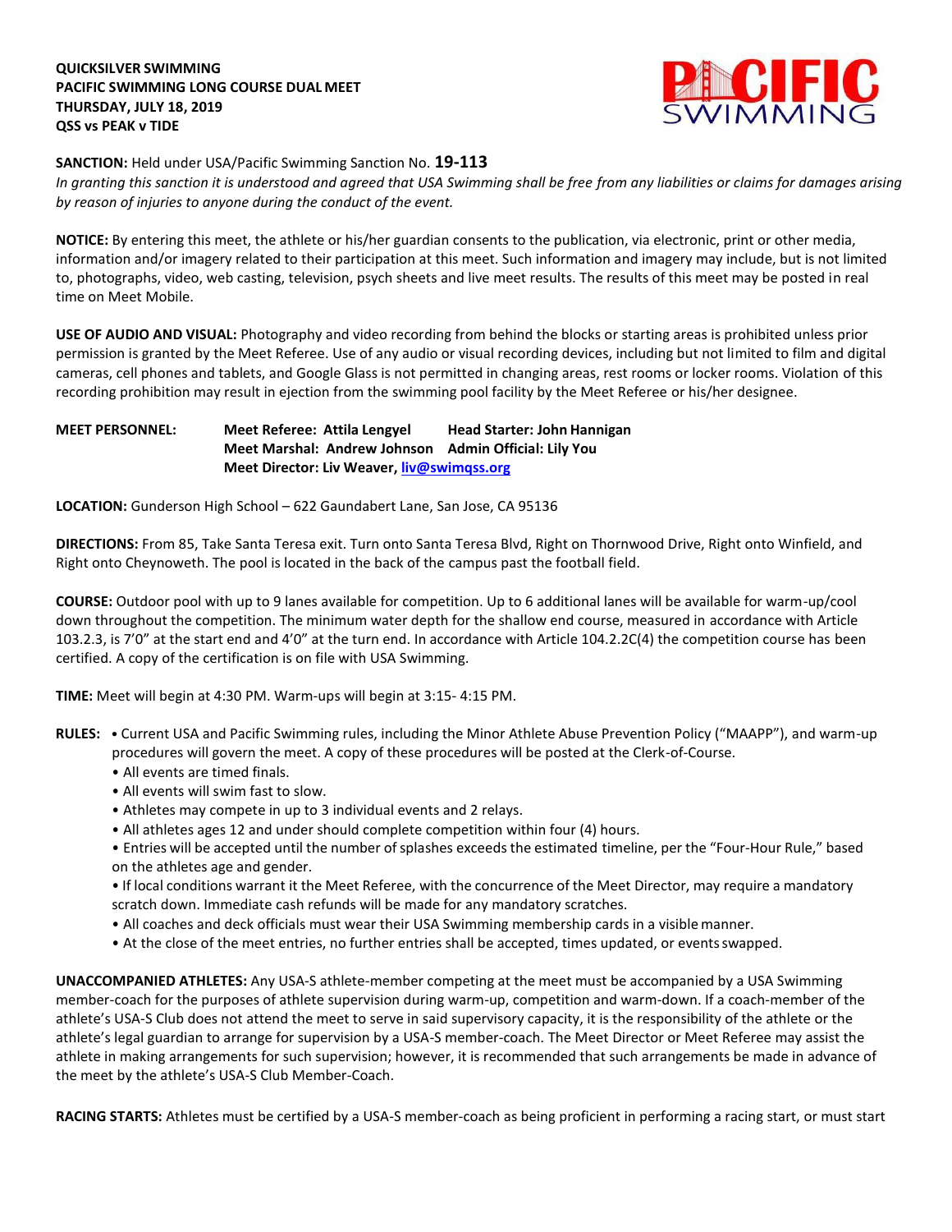**QUICKSILVER SWIMMING**
**PACIFIC SWIMMING LONG COURSE DUAL MEET**
**THURSDAY, JULY 18, 2019**
**QSS vs PEAK v TIDE**

**SANCTION:** Held under USA/Pacific Swimming Sanction No. **19-113**
*In granting this sanction it is understood and agreed that USA Swimming shall be free from any liabilities or claims for damages arising by reason of injuries to anyone during the conduct of the event.*

**NOTICE:** By entering this meet, the athlete or his/her guardian consents to the publication, via electronic, print or other media, information and/or imagery related to their participation at this meet. Such information and imagery may include, but is not limited to, photographs, video, web casting, television, psych sheets and live meet results. The results of this meet may be posted in real time on Meet Mobile.

**USE OF AUDIO AND VISUAL:** Photography and video recording from behind the blocks or starting areas is prohibited unless prior permission is granted by the Meet Referee. Use of any audio or visual recording devices, including but not limited to film and digital cameras, cell phones and tablets, and Google Glass is not permitted in changing areas, rest rooms or locker rooms. Violation of this recording prohibition may result in ejection from the swimming pool facility by the Meet Referee or his/her designee.

**MEET PERSONNEL:**
**Meet Referee: Attila Lengyel** — **Head Starter: John Hannigan**
**Meet Marshal: Andrew Johnson** — **Admin Official: Lily You**
**Meet Director: Liv Weaver, liv@swimqss.org**

**LOCATION:** Gunderson High School – 622 Gaundabert Lane, San Jose, CA 95136

**DIRECTIONS:** From 85, Take Santa Teresa exit. Turn onto Santa Teresa Blvd, Right on Thornwood Drive, Right onto Winfield, and Right onto Cheynoweth. The pool is located in the back of the campus past the football field.

**COURSE:** Outdoor pool with up to 9 lanes available for competition. Up to 6 additional lanes will be available for warm-up/cool down throughout the competition. The minimum water depth for the shallow end course, measured in accordance with Article 103.2.3, is 7'0" at the start end and 4'0" at the turn end. In accordance with Article 104.2.2C(4) the competition course has been certified. A copy of the certification is on file with USA Swimming.

**TIME:** Meet will begin at 4:30 PM. Warm-ups will begin at 3:15- 4:15 PM.

**RULES:**
- Current USA and Pacific Swimming rules, including the Minor Athlete Abuse Prevention Policy ("MAAPP"), and warm-up procedures will govern the meet. A copy of these procedures will be posted at the Clerk-of-Course.
- All events are timed finals.
- All events will swim fast to slow.
- Athletes may compete in up to 3 individual events and 2 relays.
- All athletes ages 12 and under should complete competition within four (4) hours.
- Entries will be accepted until the number of splashes exceeds the estimated timeline, per the "Four-Hour Rule," based on the athletes age and gender.
- If local conditions warrant it the Meet Referee, with the concurrence of the Meet Director, may require a mandatory scratch down. Immediate cash refunds will be made for any mandatory scratches.
- All coaches and deck officials must wear their USA Swimming membership cards in a visible manner.
- At the close of the meet entries, no further entries shall be accepted, times updated, or events swapped.

**UNACCOMPANIED ATHLETES:** Any USA-S athlete-member competing at the meet must be accompanied by a USA Swimming member-coach for the purposes of athlete supervision during warm-up, competition and warm-down. If a coach-member of the athlete's USA-S Club does not attend the meet to serve in said supervisory capacity, it is the responsibility of the athlete or the athlete's legal guardian to arrange for supervision by a USA-S member-coach. The Meet Director or Meet Referee may assist the athlete in making arrangements for such supervision; however, it is recommended that such arrangements be made in advance of the meet by the athlete's USA-S Club Member-Coach.

**RACING STARTS:** Athletes must be certified by a USA-S member-coach as being proficient in performing a racing start, or must start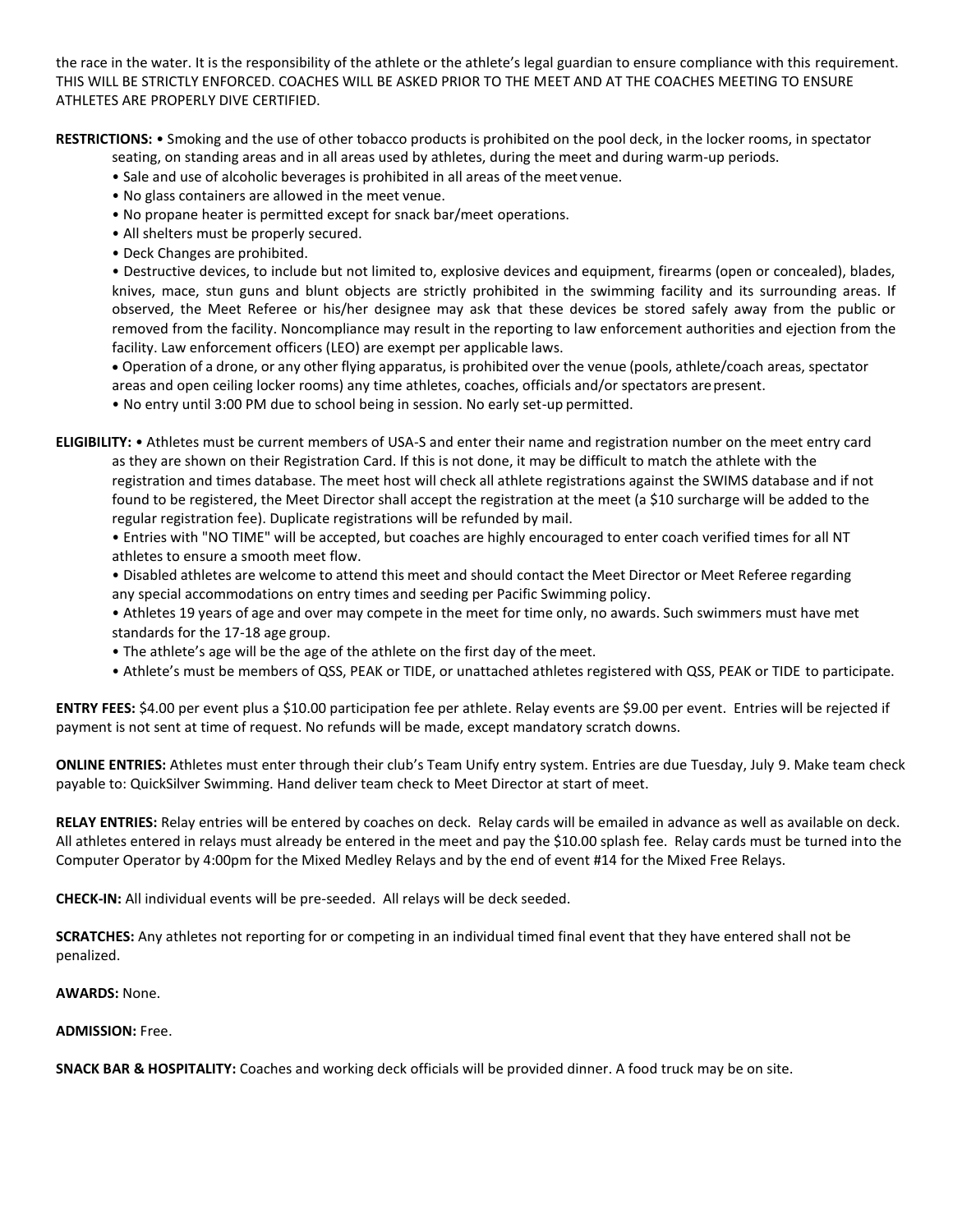the race in the water. It is the responsibility of the athlete or the athlete's legal guardian to ensure compliance with this requirement. THIS WILL BE STRICTLY ENFORCED. COACHES WILL BE ASKED PRIOR TO THE MEET AND AT THE COACHES MEETING TO ENSURE ATHLETES ARE PROPERLY DIVE CERTIFIED.

**RESTRICTIONS:** • Smoking and the use of other tobacco products is prohibited on the pool deck, in the locker rooms, in spectator seating, on standing areas and in all areas used by athletes, during the meet and during warm-up periods.

- Sale and use of alcoholic beverages is prohibited in all areas of the meet venue.
- No glass containers are allowed in the meet venue.
- No propane heater is permitted except for snack bar/meet operations.
- All shelters must be properly secured.
- Deck Changes are prohibited.
- Destructive devices, to include but not limited to, explosive devices and equipment, firearms (open or concealed), blades, knives, mace, stun guns and blunt objects are strictly prohibited in the swimming facility and its surrounding areas. If observed, the Meet Referee or his/her designee may ask that these devices be stored safely away from the public or removed from the facility. Noncompliance may result in the reporting to law enforcement authorities and ejection from the facility. Law enforcement officers (LEO) are exempt per applicable laws.
- Operation of a drone, or any other flying apparatus, is prohibited over the venue (pools, athlete/coach areas, spectator areas and open ceiling locker rooms) any time athletes, coaches, officials and/or spectators are present.
- No entry until 3:00 PM due to school being in session. No early set-up permitted.

**ELIGIBILITY:** • Athletes must be current members of USA-S and enter their name and registration number on the meet entry card as they are shown on their Registration Card. If this is not done, it may be difficult to match the athlete with the registration and times database. The meet host will check all athlete registrations against the SWIMS database and if not found to be registered, the Meet Director shall accept the registration at the meet (a $10 surcharge will be added to the regular registration fee). Duplicate registrations will be refunded by mail.

- Entries with "NO TIME" will be accepted, but coaches are highly encouraged to enter coach verified times for all NT athletes to ensure a smooth meet flow.
- Disabled athletes are welcome to attend this meet and should contact the Meet Director or Meet Referee regarding any special accommodations on entry times and seeding per Pacific Swimming policy.
- Athletes 19 years of age and over may compete in the meet for time only, no awards. Such swimmers must have met standards for the 17-18 age group.
- The athlete's age will be the age of the athlete on the first day of the meet.
- Athlete's must be members of QSS, PEAK or TIDE, or unattached athletes registered with QSS, PEAK or TIDE to participate.

**ENTRY FEES:** $4.00 per event plus a $10.00 participation fee per athlete. Relay events are $9.00 per event. Entries will be rejected if payment is not sent at time of request. No refunds will be made, except mandatory scratch downs.

**ONLINE ENTRIES:** Athletes must enter through their club's Team Unify entry system. Entries are due Tuesday, July 9. Make team check payable to: QuickSilver Swimming. Hand deliver team check to Meet Director at start of meet.

**RELAY ENTRIES:** Relay entries will be entered by coaches on deck. Relay cards will be emailed in advance as well as available on deck. All athletes entered in relays must already be entered in the meet and pay the $10.00 splash fee. Relay cards must be turned into the Computer Operator by 4:00pm for the Mixed Medley Relays and by the end of event #14 for the Mixed Free Relays.

**CHECK-IN:** All individual events will be pre-seeded. All relays will be deck seeded.

**SCRATCHES:** Any athletes not reporting for or competing in an individual timed final event that they have entered shall not be penalized.

**AWARDS:** None.

**ADMISSION:** Free.

**SNACK BAR & HOSPITALITY:** Coaches and working deck officials will be provided dinner. A food truck may be on site.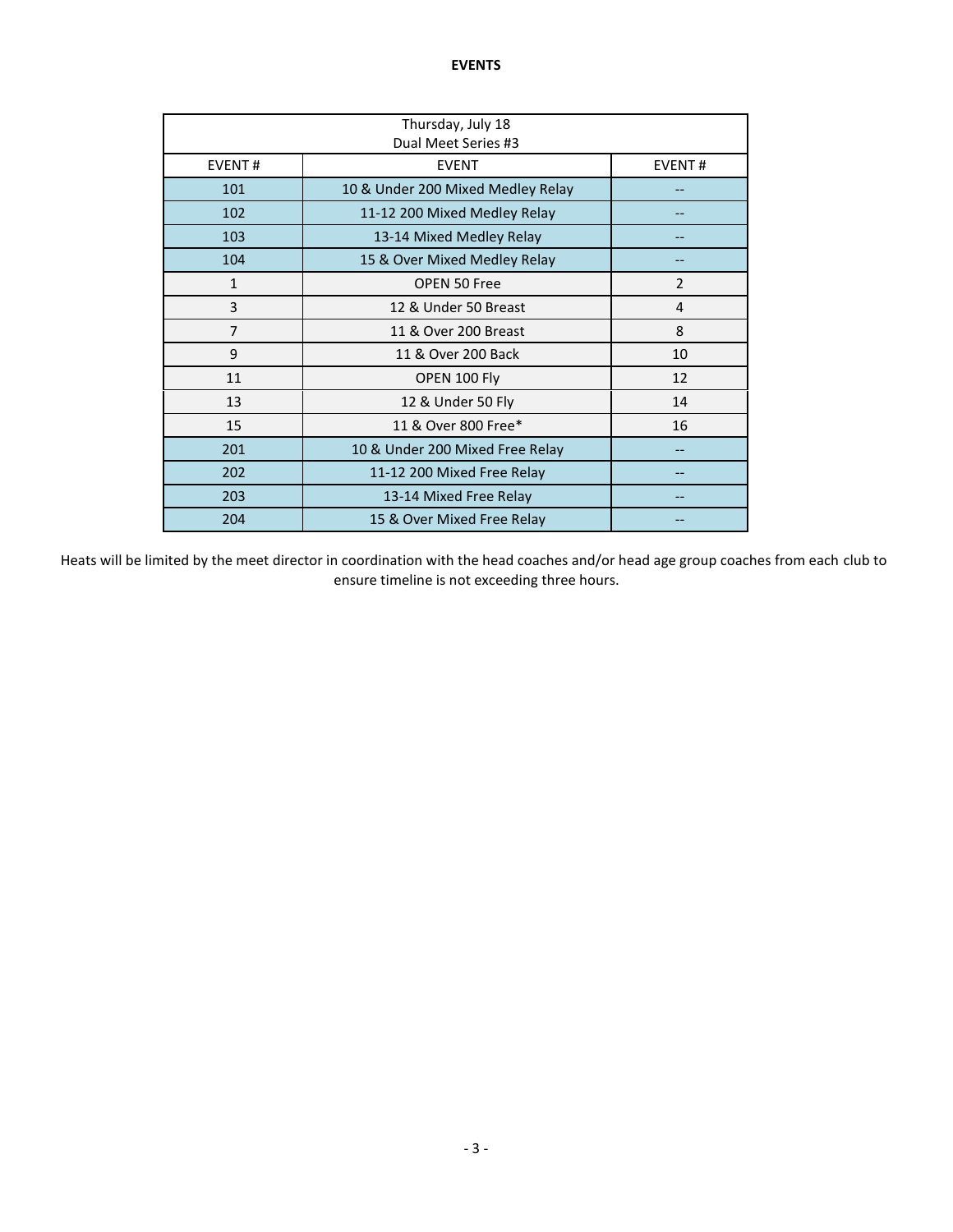**EVENTS**

| Thursday, July 18<br>Dual Meet Series #3 | | |
|---|---|---|
| EVENT # | EVENT | EVENT # |
| 101 | 10 & Under 200 Mixed Medley Relay | -- |
| 102 | 11-12 200 Mixed Medley Relay | -- |
| 103 | 13-14 Mixed Medley Relay | -- |
| 104 | 15 & Over Mixed Medley Relay | -- |
| 1 | OPEN 50 Free | 2 |
| 3 | 12 & Under 50 Breast | 4 |
| 7 | 11 & Over 200 Breast | 8 |
| 9 | 11 & Over 200 Back | 10 |
| 11 | OPEN 100 Fly | 12 |
| 13 | 12 & Under 50 Fly | 14 |
| 15 | 11 & Over 800 Free* | 16 |
| 201 | 10 & Under 200 Mixed Free Relay | -- |
| 202 | 11-12 200 Mixed Free Relay | -- |
| 203 | 13-14 Mixed Free Relay | -- |
| 204 | 15 & Over Mixed Free Relay | -- |

Heats will be limited by the meet director in coordination with the head coaches and/or head age group coaches from each club to ensure timeline is not exceeding three hours.